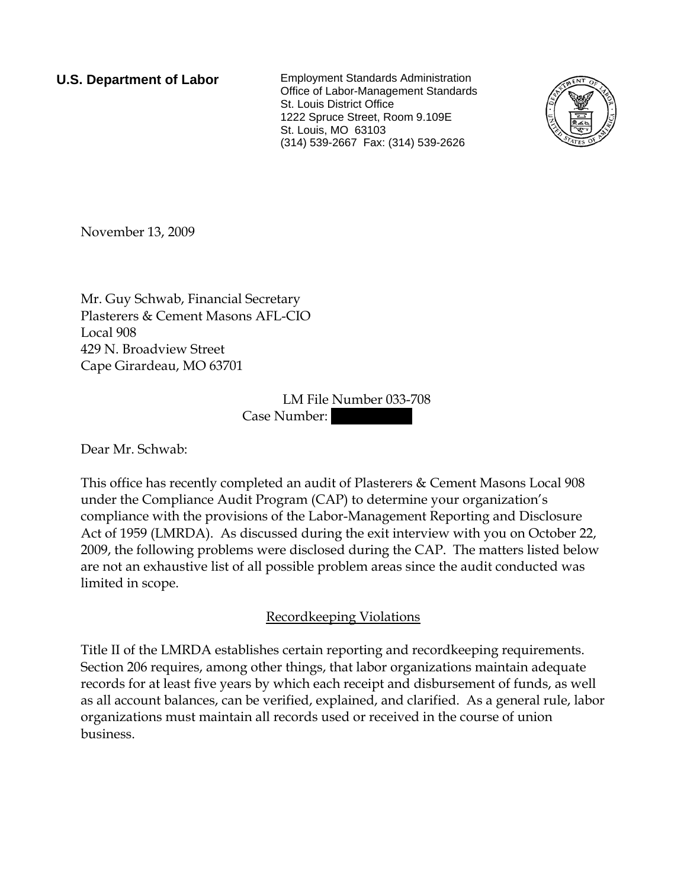**U.S. Department of Labor**

Employment Standards Administration
Office of Labor-Management Standards
St. Louis District Office
1222 Spruce Street, Room 9.109E
St. Louis, MO 63103
(314) 539-2667 Fax: (314) 539-2626

November 13, 2009

Mr. Guy Schwab, Financial Secretary
Plasterers & Cement Masons AFL-CIO
Local 908
429 N. Broadview Street
Cape Girardeau, MO 63701

LM File Number 033-708
Case Number:

Dear Mr. Schwab:

This office has recently completed an audit of Plasterers & Cement Masons Local 908 under the Compliance Audit Program (CAP) to determine your organization's compliance with the provisions of the Labor-Management Reporting and Disclosure Act of 1959 (LMRDA). As discussed during the exit interview with you on October 22, 2009, the following problems were disclosed during the CAP. The matters listed below are not an exhaustive list of all possible problem areas since the audit conducted was limited in scope.

## Recordkeeping Violations

Title II of the LMRDA establishes certain reporting and recordkeeping requirements. Section 206 requires, among other things, that labor organizations maintain adequate records for at least five years by which each receipt and disbursement of funds, as well as all account balances, can be verified, explained, and clarified. As a general rule, labor organizations must maintain all records used or received in the course of union business.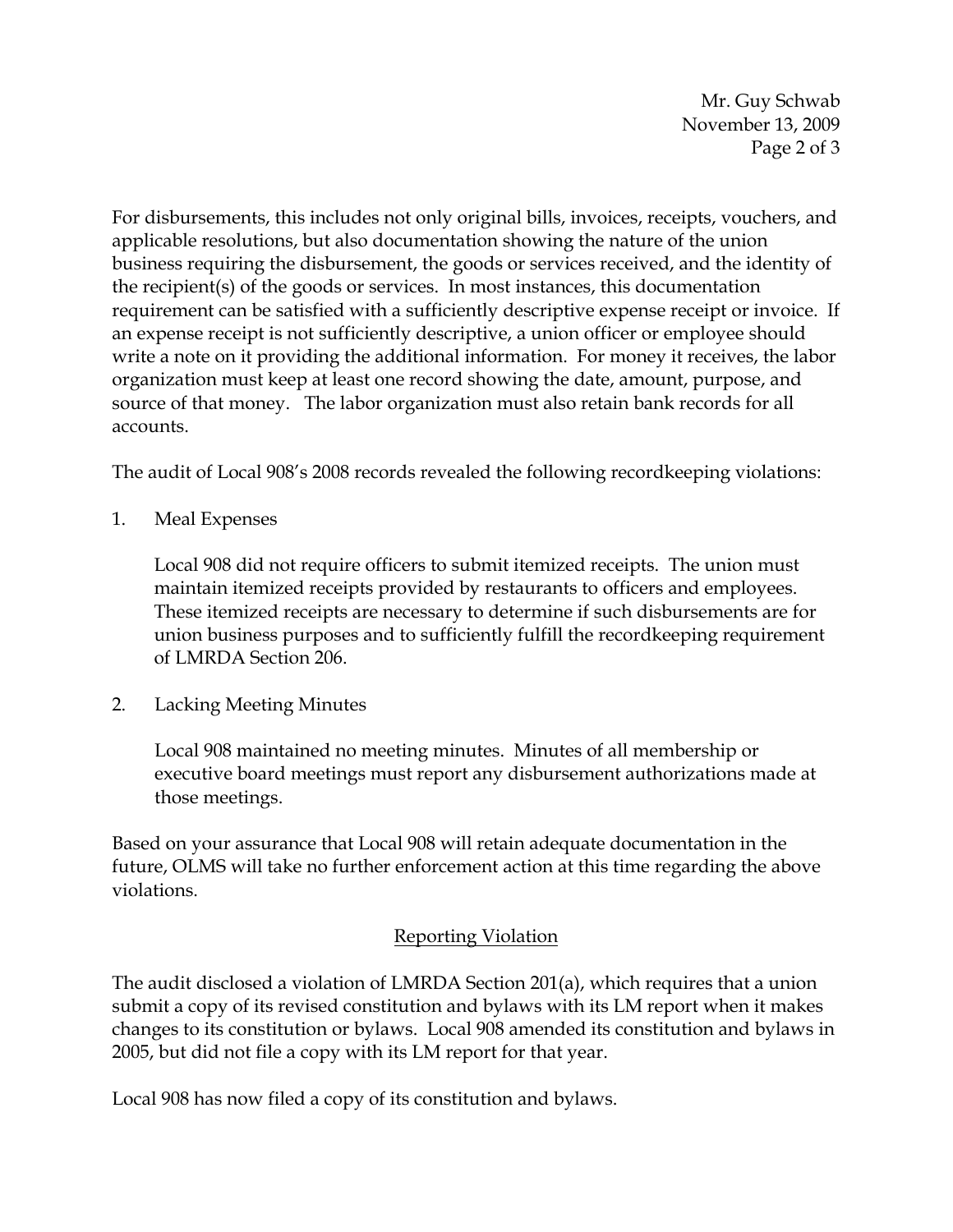For disbursements, this includes not only original bills, invoices, receipts, vouchers, and applicable resolutions, but also documentation showing the nature of the union business requiring the disbursement, the goods or services received, and the identity of the recipient(s) of the goods or services. In most instances, this documentation requirement can be satisfied with a sufficiently descriptive expense receipt or invoice. If an expense receipt is not sufficiently descriptive, a union officer or employee should write a note on it providing the additional information. For money it receives, the labor organization must keep at least one record showing the date, amount, purpose, and source of that money. The labor organization must also retain bank records for all accounts.

The audit of Local 908's 2008 records revealed the following recordkeeping violations:

1. Meal Expenses

   Local 908 did not require officers to submit itemized receipts. The union must maintain itemized receipts provided by restaurants to officers and employees. These itemized receipts are necessary to determine if such disbursements are for union business purposes and to sufficiently fulfill the recordkeeping requirement of LMRDA Section 206.

2. Lacking Meeting Minutes

   Local 908 maintained no meeting minutes. Minutes of all membership or executive board meetings must report any disbursement authorizations made at those meetings.

Based on your assurance that Local 908 will retain adequate documentation in the future, OLMS will take no further enforcement action at this time regarding the above violations.

## Reporting Violation

The audit disclosed a violation of LMRDA Section 201(a), which requires that a union submit a copy of its revised constitution and bylaws with its LM report when it makes changes to its constitution or bylaws. Local 908 amended its constitution and bylaws in 2005, but did not file a copy with its LM report for that year.

Local 908 has now filed a copy of its constitution and bylaws.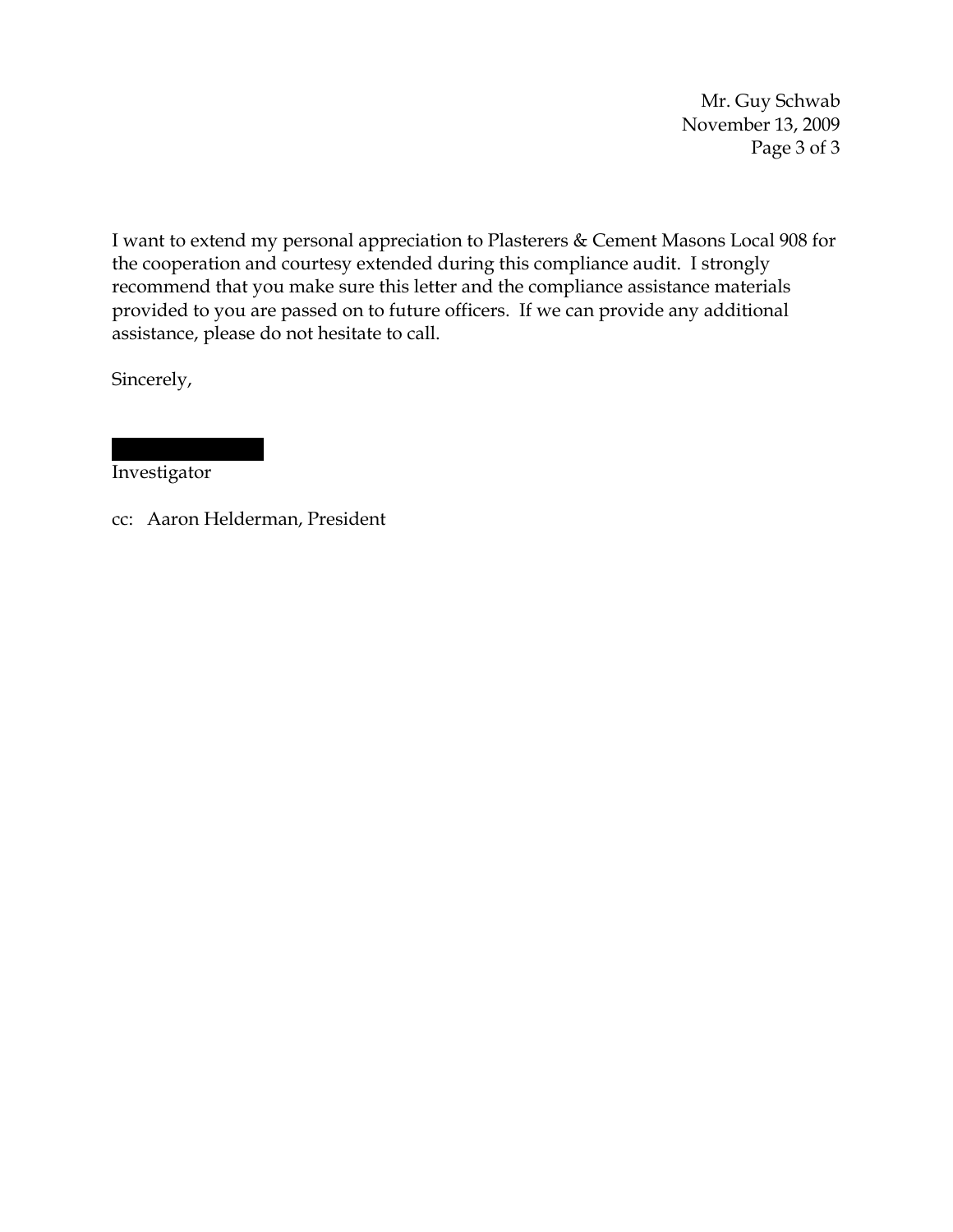I want to extend my personal appreciation to Plasterers & Cement Masons Local 908 for the cooperation and courtesy extended during this compliance audit. I strongly recommend that you make sure this letter and the compliance assistance materials provided to you are passed on to future officers. If we can provide any additional assistance, please do not hesitate to call.

Sincerely,

Investigator

cc: Aaron Helderman, President